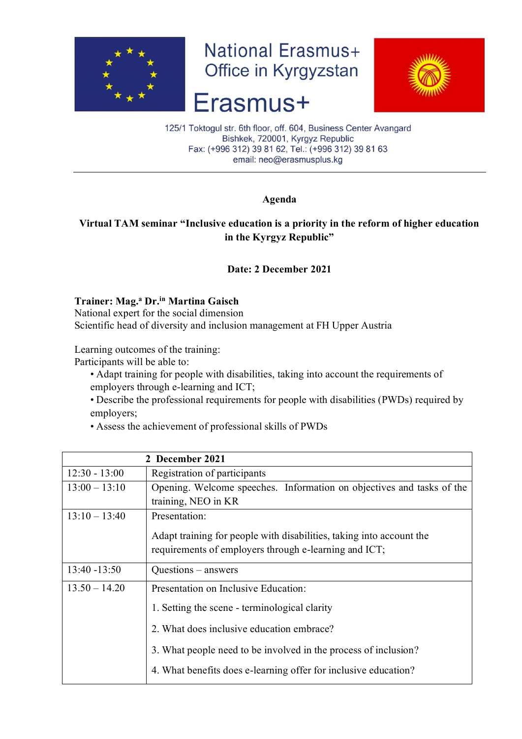National Erasmus+ Office in Kyrgyzstan

Erasmus+

125/1 Toktogul str. 6th floor, off. 604, Business Center Avangard
Bishkek, 720001, Kyrgyz Republic
Fax: (+996 312) 39 81 62, Tel.: (+996 312) 39 81 63
email: neo@erasmusplus.kg

---

**Agenda**

**Virtual TAM seminar "Inclusive education is a priority in the reform of higher education in the Kyrgyz Republic"**

**Date: 2 December 2021**

**Trainer: Mag.ª Dr.in Martina Gaisch**
National expert for the social dimension
Scientific head of diversity and inclusion management at FH Upper Austria

Learning outcomes of the training:
Participants will be able to:

- Adapt training for people with disabilities, taking into account the requirements of employers through e-learning and ICT;
- Describe the professional requirements for people with disabilities (PWDs) required by employers;
- Assess the achievement of professional skills of PWDs

| | 2 December 2021 |
|---|---|
| 12:30 - 13:00 | Registration of participants |
| 13:00 – 13:10 | Opening. Welcome speeches. Information on objectives and tasks of the training, NEO in KR |
| 13:10 – 13:40 | Presentation:<br><br>Adapt training for people with disabilities, taking into account the requirements of employers through e-learning and ICT; |
| 13:40 -13:50 | Questions – answers |
| 13.50 – 14.20 | Presentation on Inclusive Education:<br><br>1. Setting the scene - terminological clarity<br><br>2. What does inclusive education embrace?<br><br>3. What people need to be involved in the process of inclusion?<br><br>4. What benefits does e-learning offer for inclusive education? |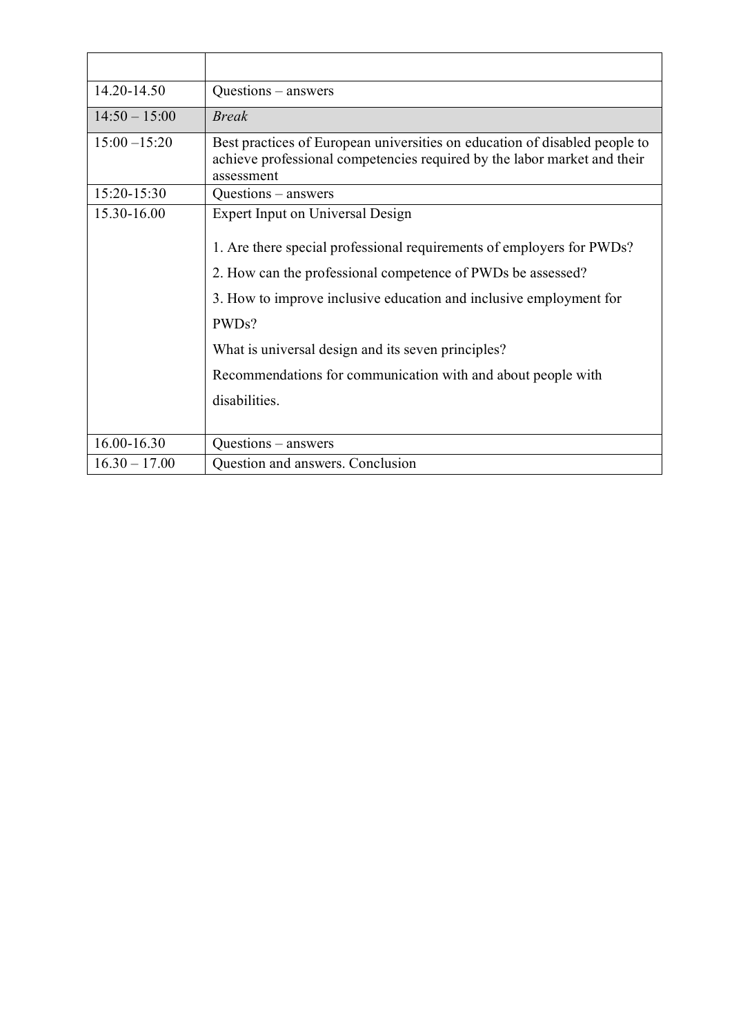| | |
|---|---|
| | |
| 14.20-14.50 | Questions – answers |
| 14:50 – 15:00 | *Break* |
| 15:00 –15:20 | Best practices of European universities on education of disabled people to achieve professional competencies required by the labor market and their assessment |
| 15:20-15:30 | Questions – answers |
| 15.30-16.00 | Expert Input on Universal Design<br><br>1. Are there special professional requirements of employers for PWDs?<br>2. How can the professional competence of PWDs be assessed?<br>3. How to improve inclusive education and inclusive employment for PWDs?<br>What is universal design and its seven principles?<br>Recommendations for communication with and about people with disabilities. |
| 16.00-16.30 | Questions – answers |
| 16.30 – 17.00 | Question and answers. Conclusion |